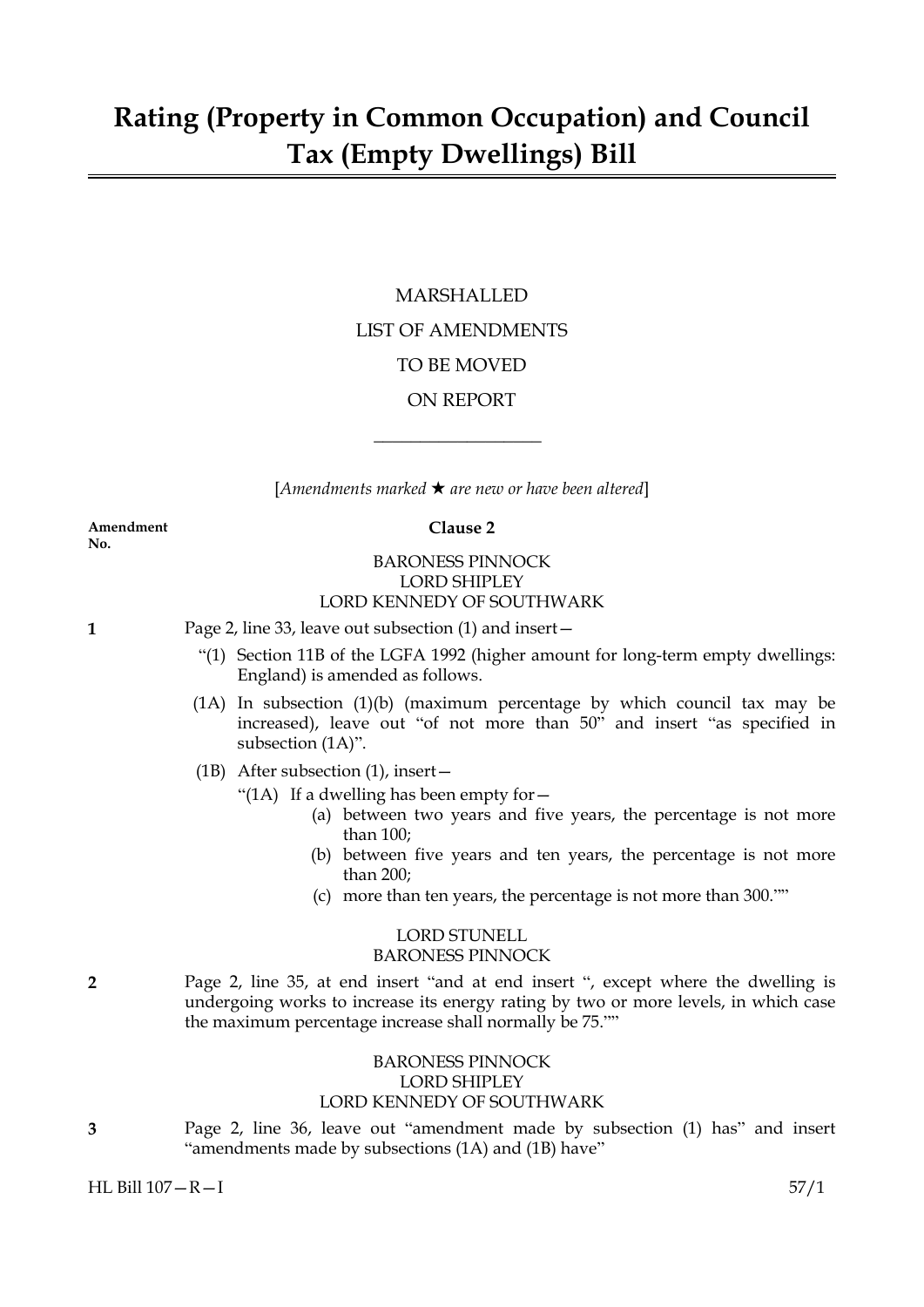# Rating (Property in Common Occupation) and Council Tax (Empty Dwellings) Bill

MARSHALLED

LIST OF AMENDMENTS

TO BE MOVED

ON REPORT

---

[*Amendments marked ★ are new or have been altered*]

**Amendment No.**

**Clause 2**

BARONESS PINNOCK
LORD SHIPLEY
LORD KENNEDY OF SOUTHWARK

**1** Page 2, line 33, leave out subsection (1) and insert—

"(1) Section 11B of the LGFA 1992 (higher amount for long-term empty dwellings: England) is amended as follows.

(1A) In subsection (1)(b) (maximum percentage by which council tax may be increased), leave out "of not more than 50" and insert "as specified in subsection (1A)".

(1B) After subsection (1), insert—

"(1A) If a dwelling has been empty for—

(a) between two years and five years, the percentage is not more than 100;

(b) between five years and ten years, the percentage is not more than 200;

(c) more than ten years, the percentage is not more than 300.""

LORD STUNELL
BARONESS PINNOCK

**2** Page 2, line 35, at end insert "and at end insert ", except where the dwelling is undergoing works to increase its energy rating by two or more levels, in which case the maximum percentage increase shall normally be 75.""

BARONESS PINNOCK
LORD SHIPLEY
LORD KENNEDY OF SOUTHWARK

**3** Page 2, line 36, leave out "amendment made by subsection (1) has" and insert "amendments made by subsections (1A) and (1B) have"

HL Bill 107—R—I 57/1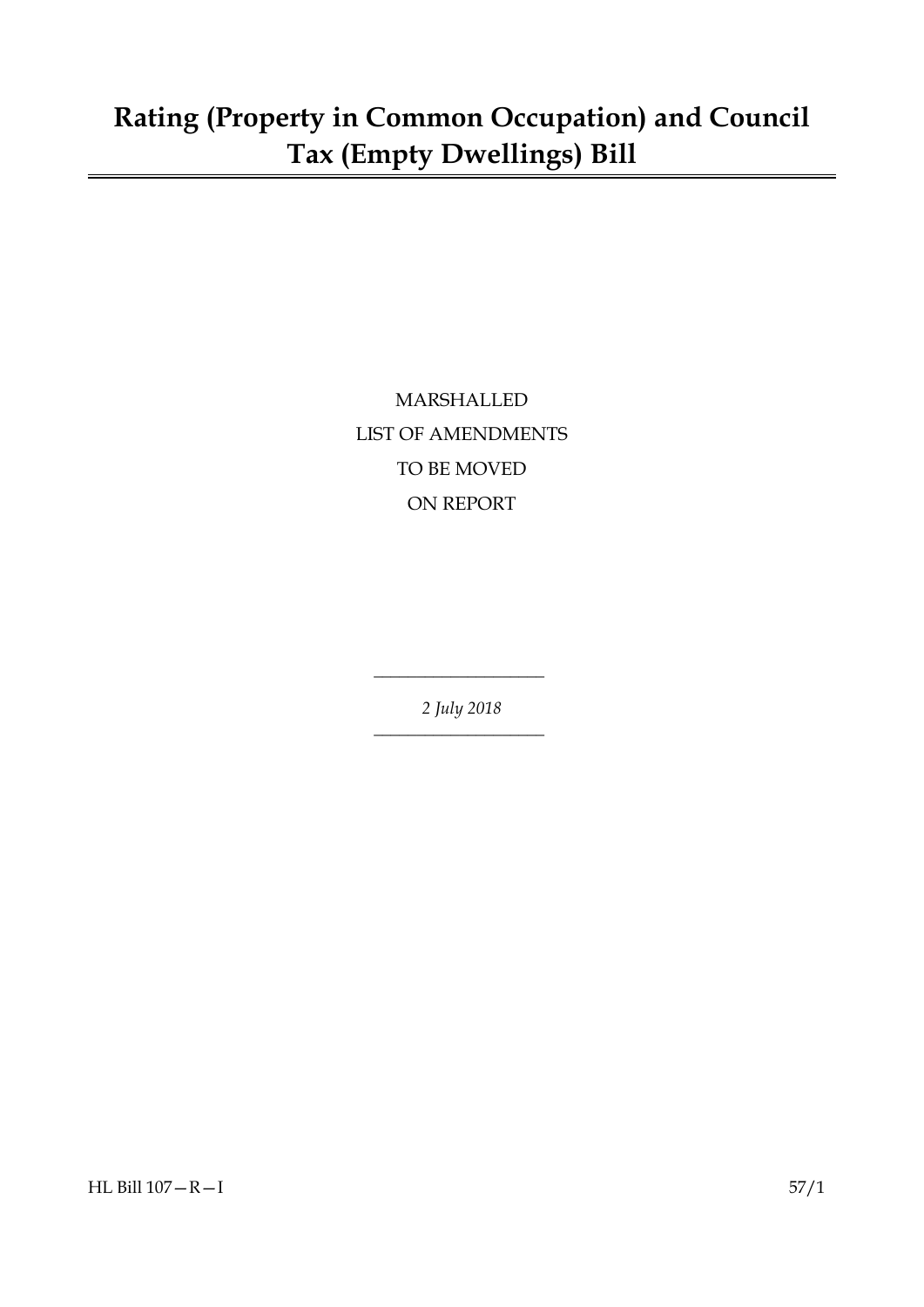# Rating (Property in Common Occupation) and Council Tax (Empty Dwellings) Bill

MARSHALLED

LIST OF AMENDMENTS

TO BE MOVED

ON REPORT

---

*2 July 2018*

---

HL Bill 107—R—I 57/1